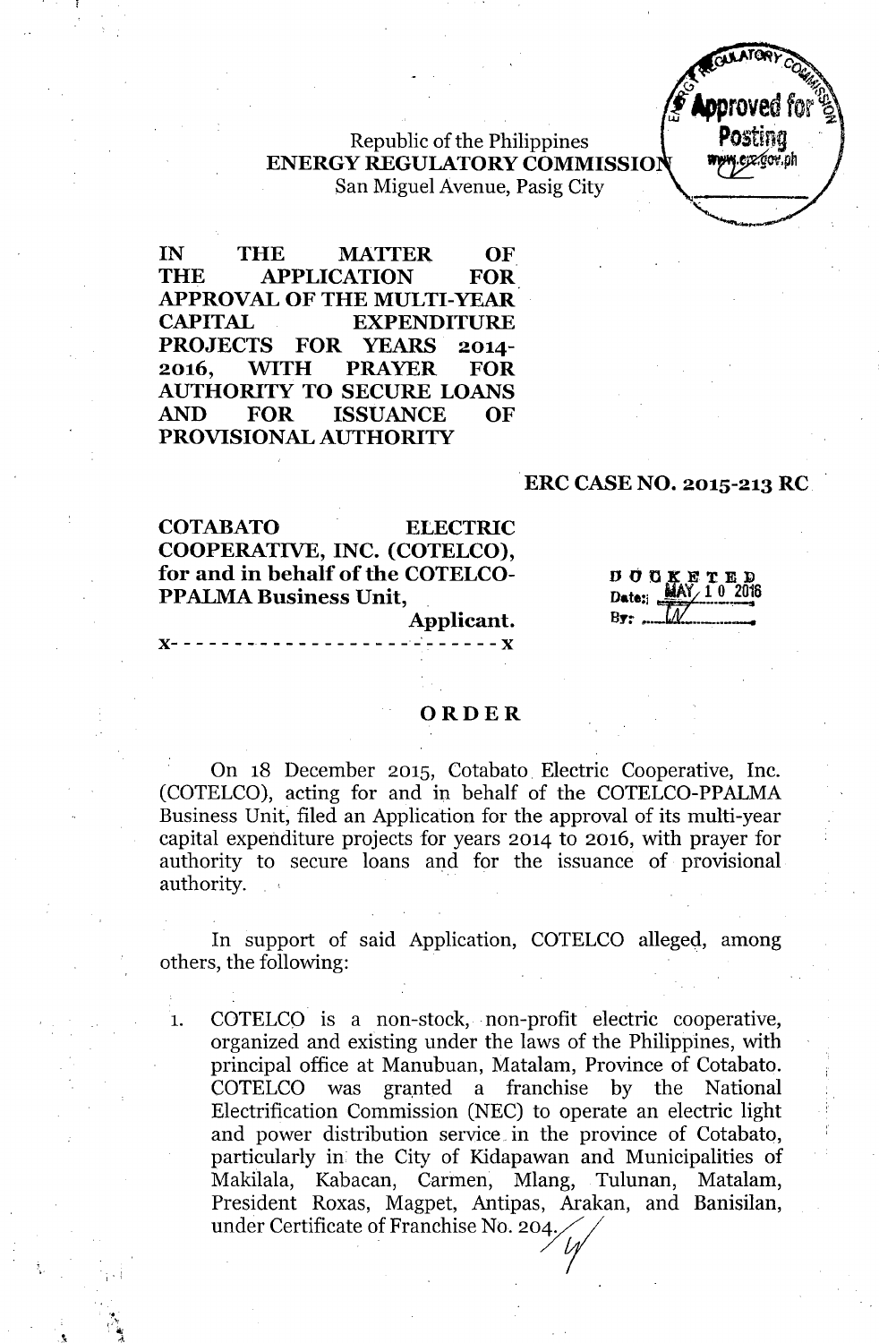Republic of the Philippines
**ENERGY REGULATORY COMMISSION**
San Miguel Avenue, Pasig City

**IN THE MATTER OF THE APPLICATION FOR APPROVAL OF THE MULTI-YEAR CAPITAL EXPENDITURE PROJECTS FOR YEARS 2014-2016, WITH PRAYER FOR AUTHORITY TO SECURE LOANS AND FOR ISSUANCE OF PROVISIONAL AUTHORITY**

**ERC CASE NO. 2015-213 RC**

**COTABATO ELECTRIC COOPERATIVE, INC. (COTELCO), for and in behalf of the COTELCO-PPALMA Business Unit,**
**Applicant.**
x- - - - - - - - - - - - - - - - - - - - - - - - - -x

DOCKETED
Date: MAY 10 2016
By: LV

# ORDER

On 18 December 2015, Cotabato Electric Cooperative, Inc. (COTELCO), acting for and in behalf of the COTELCO-PPALMA Business Unit, filed an Application for the approval of its multi-year capital expenditure projects for years 2014 to 2016, with prayer for authority to secure loans and for the issuance of provisional authority.

In support of said Application, COTELCO alleged, among others, the following:

1. COTELCO is a non-stock, non-profit electric cooperative, organized and existing under the laws of the Philippines, with principal office at Manubuan, Matalam, Province of Cotabato. COTELCO was granted a franchise by the National Electrification Commission (NEC) to operate an electric light and power distribution service in the province of Cotabato, particularly in the City of Kidapawan and Municipalities of Makilala, Kabacan, Carmen, Mlang, Tulunan, Matalam, President Roxas, Magpet, Antipas, Arakan, and Banisilan, under Certificate of Franchise No. 204.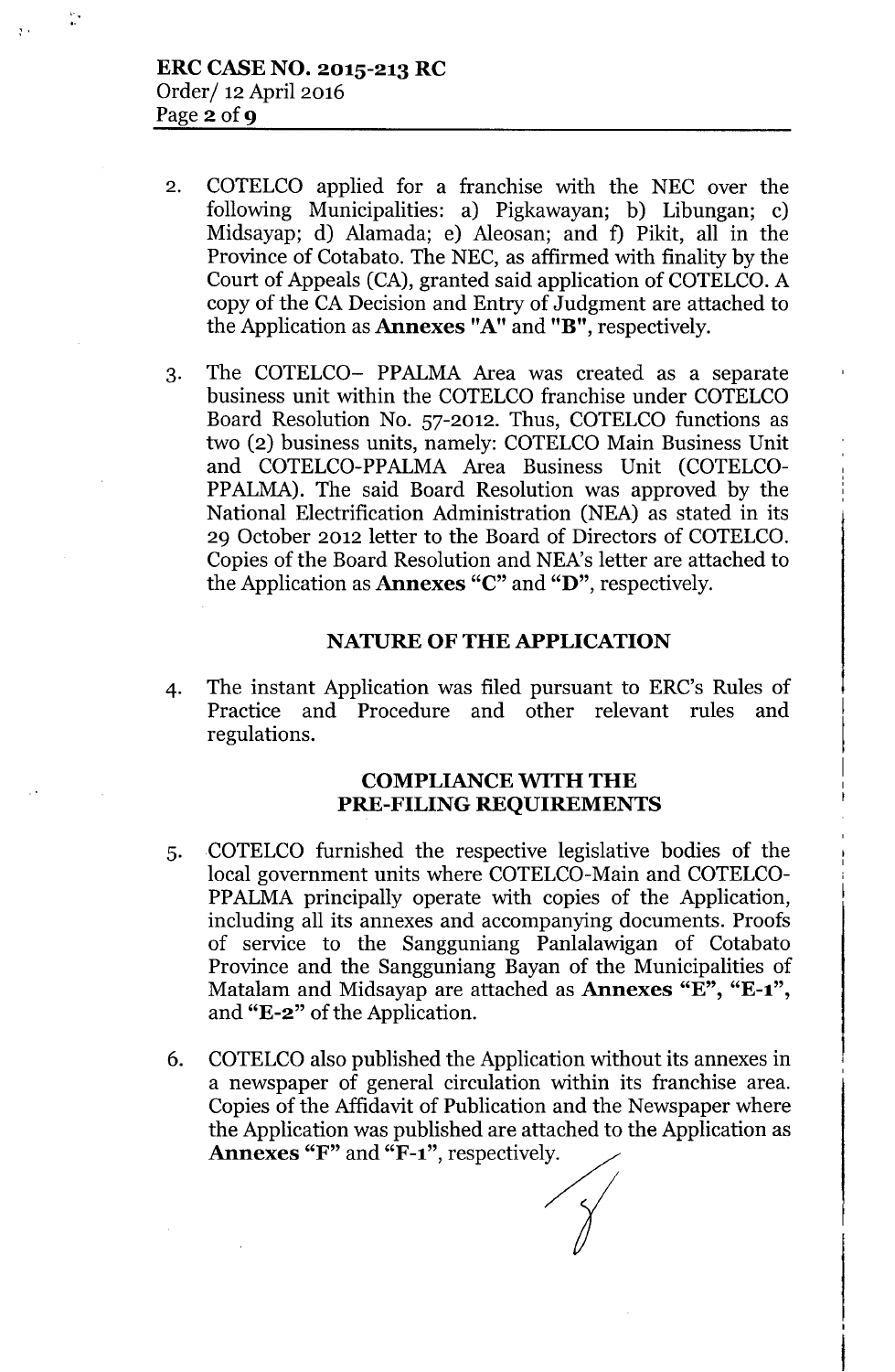2. COTELCO applied for a franchise with the NEC over the following Municipalities: a) Pigkawayan; b) Libungan; c) Midsayap; d) Alamada; e) Aleosan; and f) Pikit, all in the Province of Cotabato. The NEC, as affirmed with finality by the Court of Appeals (CA), granted said application of COTELCO. A copy of the CA Decision and Entry of Judgment are attached to the Application as **Annexes "A"** and **"B"**, respectively.

3. The COTELCO- PPALMA Area was created as a separate business unit within the COTELCO franchise under COTELCO Board Resolution No. 57-2012. Thus, COTELCO functions as two (2) business units, namely: COTELCO Main Business Unit and COTELCO-PPALMA Area Business Unit (COTELCO-PPALMA). The said Board Resolution was approved by the National Electrification Administration (NEA) as stated in its 29 October 2012 letter to the Board of Directors of COTELCO. Copies of the Board Resolution and NEA's letter are attached to the Application as **Annexes "C"** and **"D"**, respectively.

## NATURE OF THE APPLICATION

4. The instant Application was filed pursuant to ERC's Rules of Practice and Procedure and other relevant rules and regulations.

## COMPLIANCE WITH THE PRE-FILING REQUIREMENTS

5. COTELCO furnished the respective legislative bodies of the local government units where COTELCO-Main and COTELCO-PPALMA principally operate with copies of the Application, including all its annexes and accompanying documents. Proofs of service to the Sangguniang Panlalawigan of Cotabato Province and the Sangguniang Bayan of the Municipalities of Matalam and Midsayap are attached as **Annexes "E", "E-1"**, and **"E-2"** of the Application.

6. COTELCO also published the Application without its annexes in a newspaper of general circulation within its franchise area. Copies of the Affidavit of Publication and the Newspaper where the Application was published are attached to the Application as **Annexes "F"** and **"F-1"**, respectively.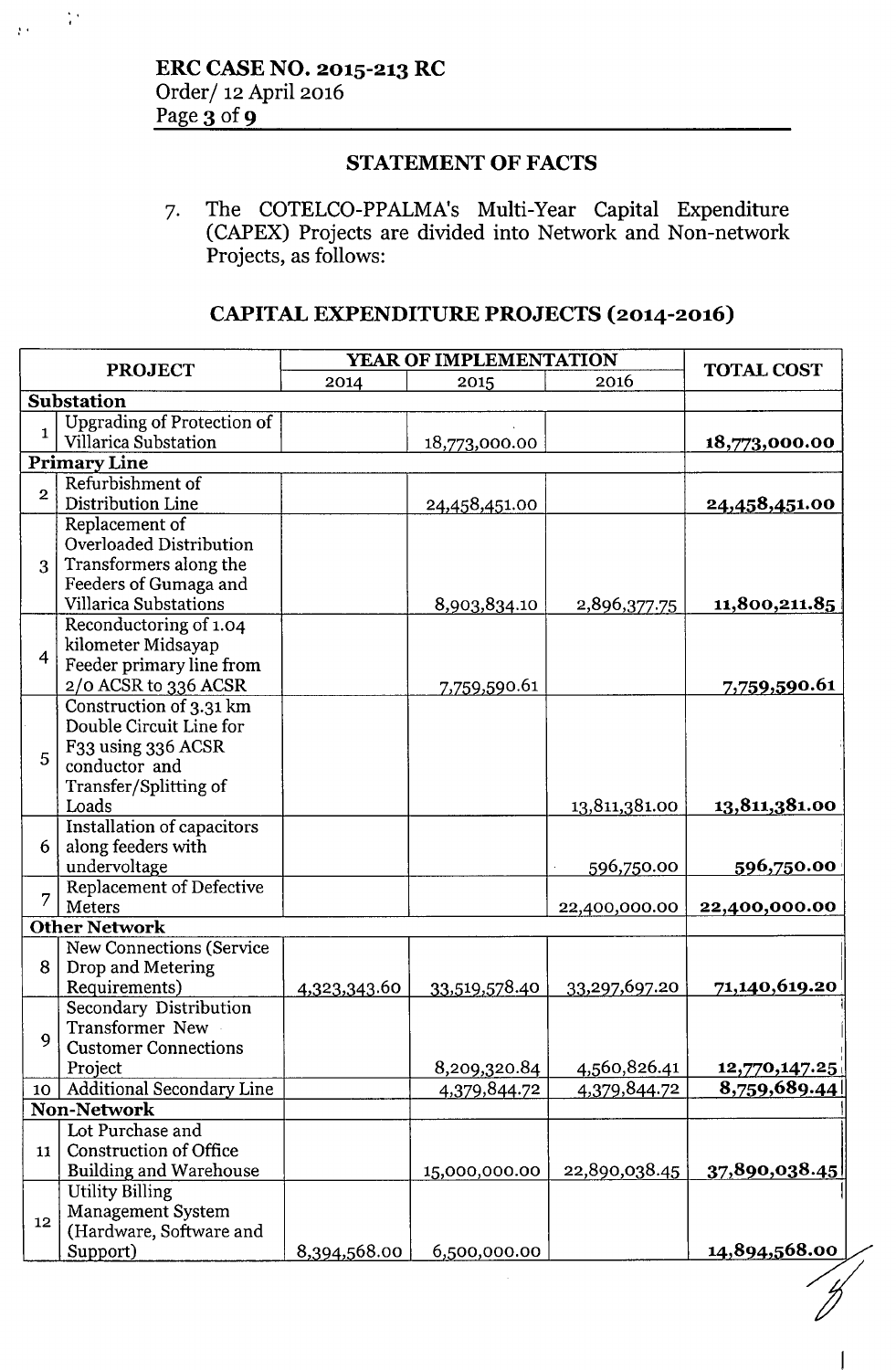ERC CASE NO. 2015-213 RC
Order/ 12 April 2016

## STATEMENT OF FACTS

7. The COTELCO-PPALMA's Multi-Year Capital Expenditure (CAPEX) Projects are divided into Network and Non-network Projects, as follows:

### CAPITAL EXPENDITURE PROJECTS (2014-2016)

| | PROJECT | YEAR OF IMPLEMENTATION | | | TOTAL COST |
|---|---|---|---|---|---|
| | | 2014 | 2015 | 2016 | |
| **Substation** | | | | | |
| 1 | Upgrading of Protection of Villarica Substation | | 18,773,000.00 | | **18,773,000.00** |
| **Primary Line** | | | | | |
| 2 | Refurbishment of Distribution Line | | 24,458,451.00 | | **24,458,451.00** |
| 3 | Replacement of Overloaded Distribution Transformers along the Feeders of Gumaga and Villarica Substations | | 8,903,834.10 | 2,896,377.75 | **11,800,211.85** |
| 4 | Reconductoring of 1.04 kilometer Midsayap Feeder primary line from 2/0 ACSR to 336 ACSR | | 7,759,590.61 | | **7,759,590.61** |
| 5 | Construction of 3.31 km Double Circuit Line for F33 using 336 ACSR conductor and Transfer/Splitting of Loads | | | 13,811,381.00 | **13,811,381.00** |
| 6 | Installation of capacitors along feeders with undervoltage | | | 596,750.00 | **596,750.00** |
| 7 | Replacement of Defective Meters | | | 22,400,000.00 | **22,400,000.00** |
| **Other Network** | | | | | |
| 8 | New Connections (Service Drop and Metering Requirements) | 4,323,343.60 | 33,519,578.40 | 33,297,697.20 | **71,140,619.20** |
| 9 | Secondary Distribution Transformer New Customer Connections Project | | 8,209,320.84 | 4,560,826.41 | **12,770,147.25** |
| 10 | Additional Secondary Line | | 4,379,844.72 | 4,379,844.72 | **8,759,689.44** |
| **Non-Network** | | | | | |
| 11 | Lot Purchase and Construction of Office Building and Warehouse | | 15,000,000.00 | 22,890,038.45 | **37,890,038.45** |
| 12 | Utility Billing Management System (Hardware, Software and Support) | 8,394,568.00 | 6,500,000.00 | | **14,894,568.00** |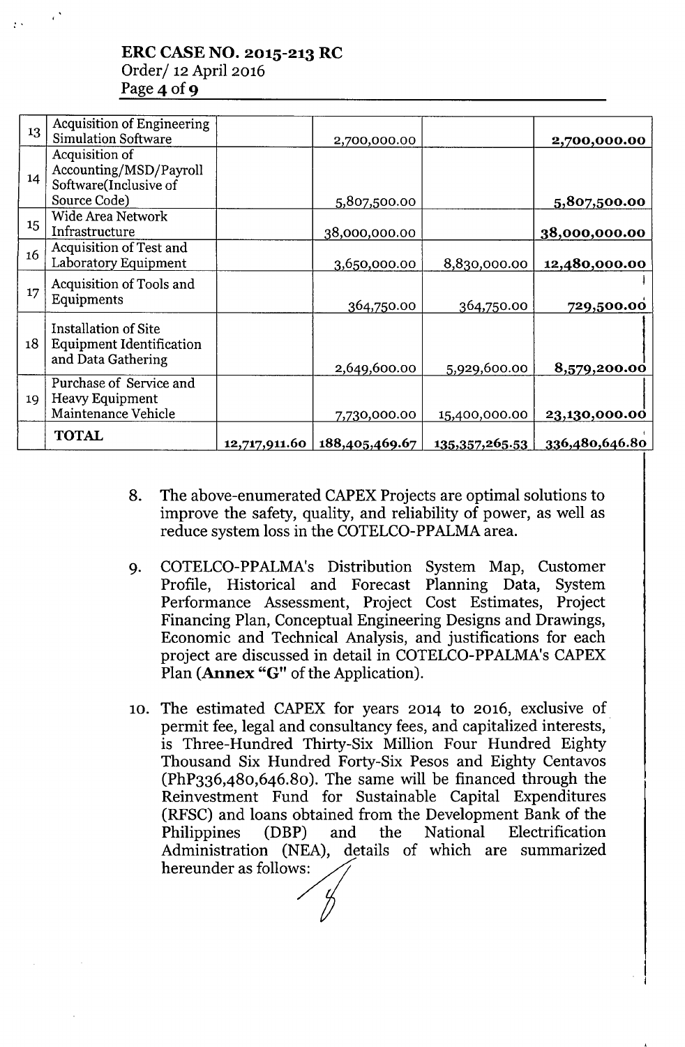| 13 | Acquisition of Engineering Simulation Software | | 2,700,000.00 | | **2,700,000.00** |
|---|---|---|---|---|---|
| 14 | Acquisition of Accounting/MSD/Payroll Software(Inclusive of Source Code) | | 5,807,500.00 | | **5,807,500.00** |
| 15 | Wide Area Network Infrastructure | | 38,000,000.00 | | **38,000,000.00** |
| 16 | Acquisition of Test and Laboratory Equipment | | 3,650,000.00 | 8,830,000.00 | **12,480,000.00** |
| 17 | Acquisition of Tools and Equipments | | 364,750.00 | 364,750.00 | **729,500.00** |
| 18 | Installation of Site Equipment Identification and Data Gathering | | 2,649,600.00 | 5,929,600.00 | **8,579,200.00** |
| 19 | Purchase of Service and Heavy Equipment Maintenance Vehicle | | 7,730,000.00 | 15,400,000.00 | **23,130,000.00** |
| | **TOTAL** | **12,717,911.60** | **188,405,469.67** | **135,357,265.53** | **336,480,646.80** |

8. The above-enumerated CAPEX Projects are optimal solutions to improve the safety, quality, and reliability of power, as well as reduce system loss in the COTELCO-PPALMA area.

9. COTELCO-PPALMA's Distribution System Map, Customer Profile, Historical and Forecast Planning Data, System Performance Assessment, Project Cost Estimates, Project Financing Plan, Conceptual Engineering Designs and Drawings, Economic and Technical Analysis, and justifications for each project are discussed in detail in COTELCO-PPALMA's CAPEX Plan (**Annex "G"** of the Application).

10. The estimated CAPEX for years 2014 to 2016, exclusive of permit fee, legal and consultancy fees, and capitalized interests, is Three-Hundred Thirty-Six Million Four Hundred Eighty Thousand Six Hundred Forty-Six Pesos and Eighty Centavos (PhP336,480,646.80). The same will be financed through the Reinvestment Fund for Sustainable Capital Expenditures (RFSC) and loans obtained from the Development Bank of the Philippines (DBP) and the National Electrification Administration (NEA), details of which are summarized hereunder as follows: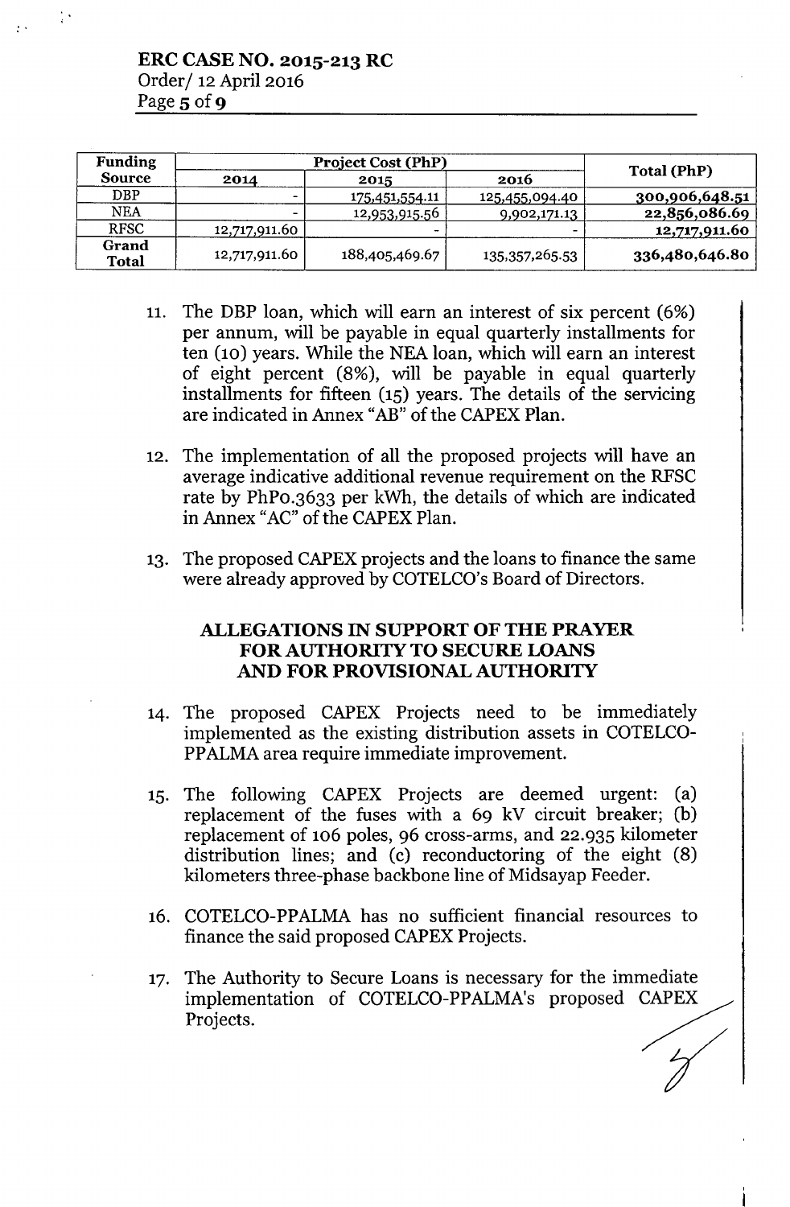| Funding Source | Project Cost (PhP) | | | Total (PhP) |
|---|---|---|---|---|
| | 2014 | 2015 | 2016 | |
| DBP | - | 175,451,554.11 | 125,455,094.40 | **300,906,648.51** |
| NEA | - | 12,953,915.56 | 9,902,171.13 | **22,856,086.69** |
| RFSC | 12,717,911.60 | - | - | **12,717,911.60** |
| **Grand Total** | 12,717,911.60 | 188,405,469.67 | 135,357,265.53 | **336,480,646.80** |

11. The DBP loan, which will earn an interest of six percent (6%) per annum, will be payable in equal quarterly installments for ten (10) years. While the NEA loan, which will earn an interest of eight percent (8%), will be payable in equal quarterly installments for fifteen (15) years. The details of the servicing are indicated in Annex "AB" of the CAPEX Plan.

12. The implementation of all the proposed projects will have an average indicative additional revenue requirement on the RFSC rate by PhP0.3633 per kWh, the details of which are indicated in Annex "AC" of the CAPEX Plan.

13. The proposed CAPEX projects and the loans to finance the same were already approved by COTELCO's Board of Directors.

## ALLEGATIONS IN SUPPORT OF THE PRAYER FOR AUTHORITY TO SECURE LOANS AND FOR PROVISIONAL AUTHORITY

14. The proposed CAPEX Projects need to be immediately implemented as the existing distribution assets in COTELCO-PPALMA area require immediate improvement.

15. The following CAPEX Projects are deemed urgent: (a) replacement of the fuses with a 69 kV circuit breaker; (b) replacement of 106 poles, 96 cross-arms, and 22.935 kilometer distribution lines; and (c) reconductoring of the eight (8) kilometers three-phase backbone line of Midsayap Feeder.

16. COTELCO-PPALMA has no sufficient financial resources to finance the said proposed CAPEX Projects.

17. The Authority to Secure Loans is necessary for the immediate implementation of COTELCO-PPALMA's proposed CAPEX Projects.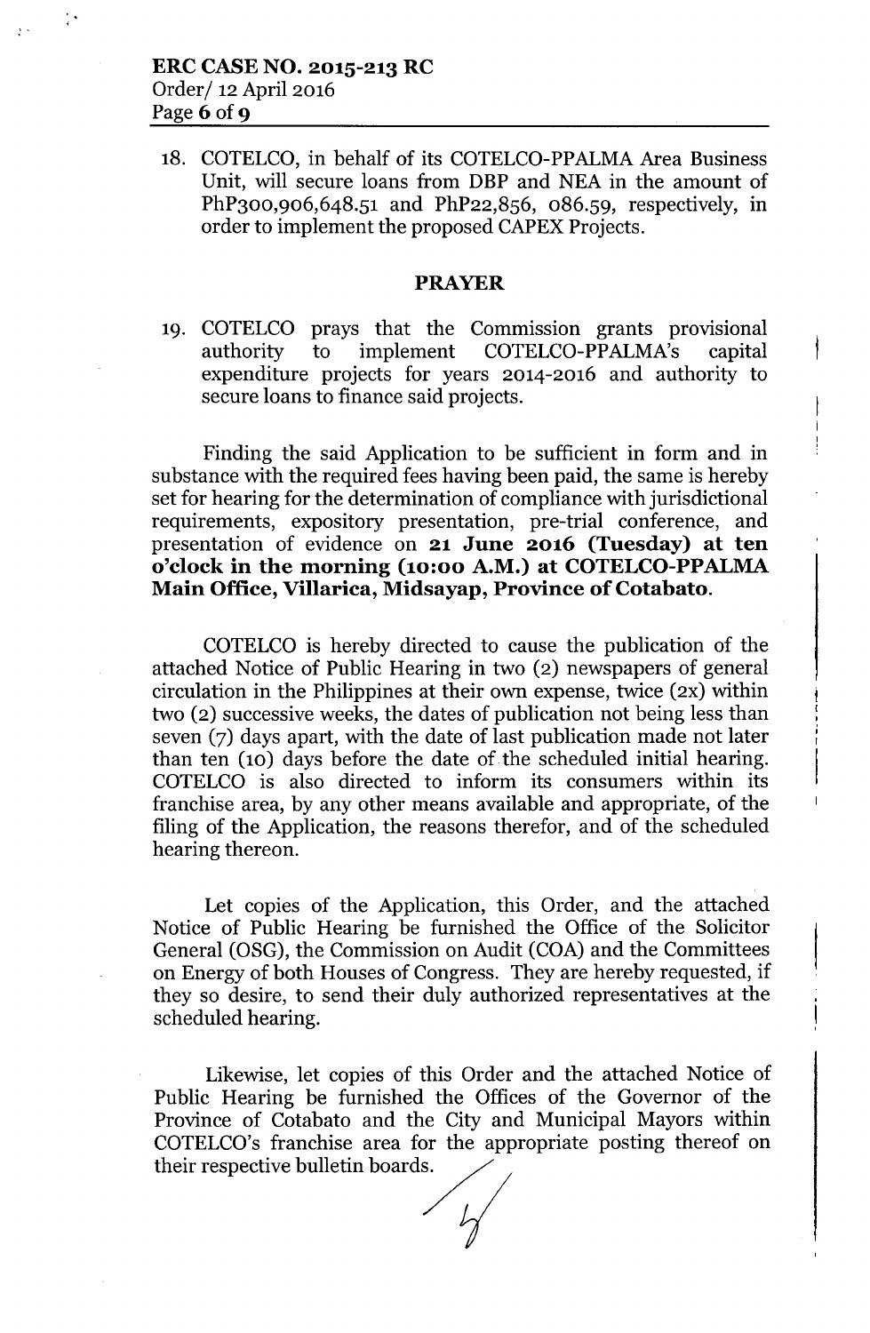18. COTELCO, in behalf of its COTELCO-PPALMA Area Business Unit, will secure loans from DBP and NEA in the amount of PhP300,906,648.51 and PhP22,856, 086.59, respectively, in order to implement the proposed CAPEX Projects.

## PRAYER

19. COTELCO prays that the Commission grants provisional authority to implement COTELCO-PPALMA's capital expenditure projects for years 2014-2016 and authority to secure loans to finance said projects.

Finding the said Application to be sufficient in form and in substance with the required fees having been paid, the same is hereby set for hearing for the determination of compliance with jurisdictional requirements, expository presentation, pre-trial conference, and presentation of evidence on **21 June 2016 (Tuesday) at ten o'clock in the morning (10:00 A.M.) at COTELCO-PPALMA Main Office, Villarica, Midsayap, Province of Cotabato.**

COTELCO is hereby directed to cause the publication of the attached Notice of Public Hearing in two (2) newspapers of general circulation in the Philippines at their own expense, twice (2x) within two (2) successive weeks, the dates of publication not being less than seven (7) days apart, with the date of last publication made not later than ten (10) days before the date of the scheduled initial hearing. COTELCO is also directed to inform its consumers within its franchise area, by any other means available and appropriate, of the filing of the Application, the reasons therefor, and of the scheduled hearing thereon.

Let copies of the Application, this Order, and the attached Notice of Public Hearing be furnished the Office of the Solicitor General (OSG), the Commission on Audit (COA) and the Committees on Energy of both Houses of Congress. They are hereby requested, if they so desire, to send their duly authorized representatives at the scheduled hearing.

Likewise, let copies of this Order and the attached Notice of Public Hearing be furnished the Offices of the Governor of the Province of Cotabato and the City and Municipal Mayors within COTELCO's franchise area for the appropriate posting thereof on their respective bulletin boards.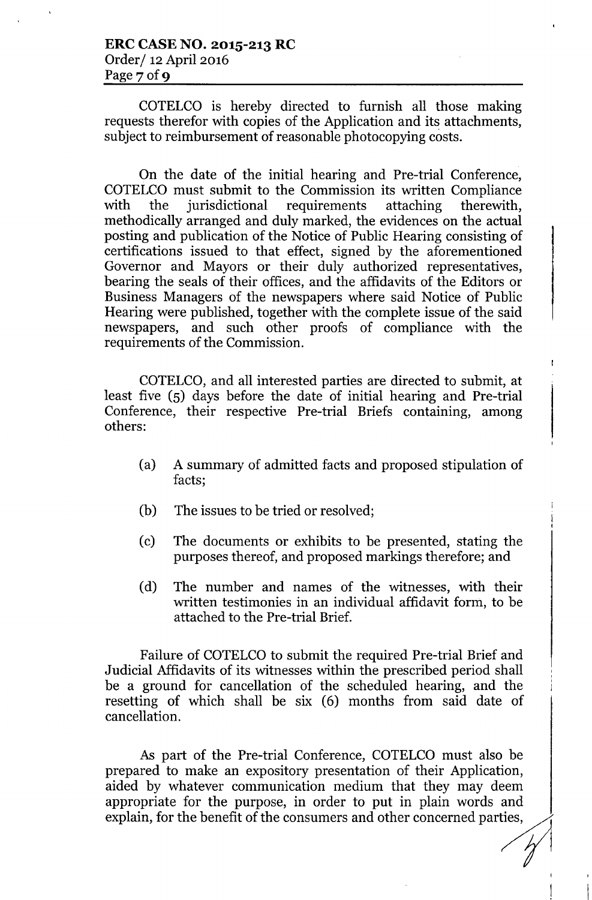COTELCO is hereby directed to furnish all those making requests therefor with copies of the Application and its attachments, subject to reimbursement of reasonable photocopying costs.

On the date of the initial hearing and Pre-trial Conference, COTELCO must submit to the Commission its written Compliance with the jurisdictional requirements attaching therewith, methodically arranged and duly marked, the evidences on the actual posting and publication of the Notice of Public Hearing consisting of certifications issued to that effect, signed by the aforementioned Governor and Mayors or their duly authorized representatives, bearing the seals of their offices, and the affidavits of the Editors or Business Managers of the newspapers where said Notice of Public Hearing were published, together with the complete issue of the said newspapers, and such other proofs of compliance with the requirements of the Commission.

COTELCO, and all interested parties are directed to submit, at least five (5) days before the date of initial hearing and Pre-trial Conference, their respective Pre-trial Briefs containing, among others:

(a) A summary of admitted facts and proposed stipulation of facts;

(b) The issues to be tried or resolved;

(c) The documents or exhibits to be presented, stating the purposes thereof, and proposed markings therefore; and

(d) The number and names of the witnesses, with their written testimonies in an individual affidavit form, to be attached to the Pre-trial Brief.

Failure of COTELCO to submit the required Pre-trial Brief and Judicial Affidavits of its witnesses within the prescribed period shall be a ground for cancellation of the scheduled hearing, and the resetting of which shall be six (6) months from said date of cancellation.

As part of the Pre-trial Conference, COTELCO must also be prepared to make an expository presentation of their Application, aided by whatever communication medium that they may deem appropriate for the purpose, in order to put in plain words and explain, for the benefit of the consumers and other concerned parties,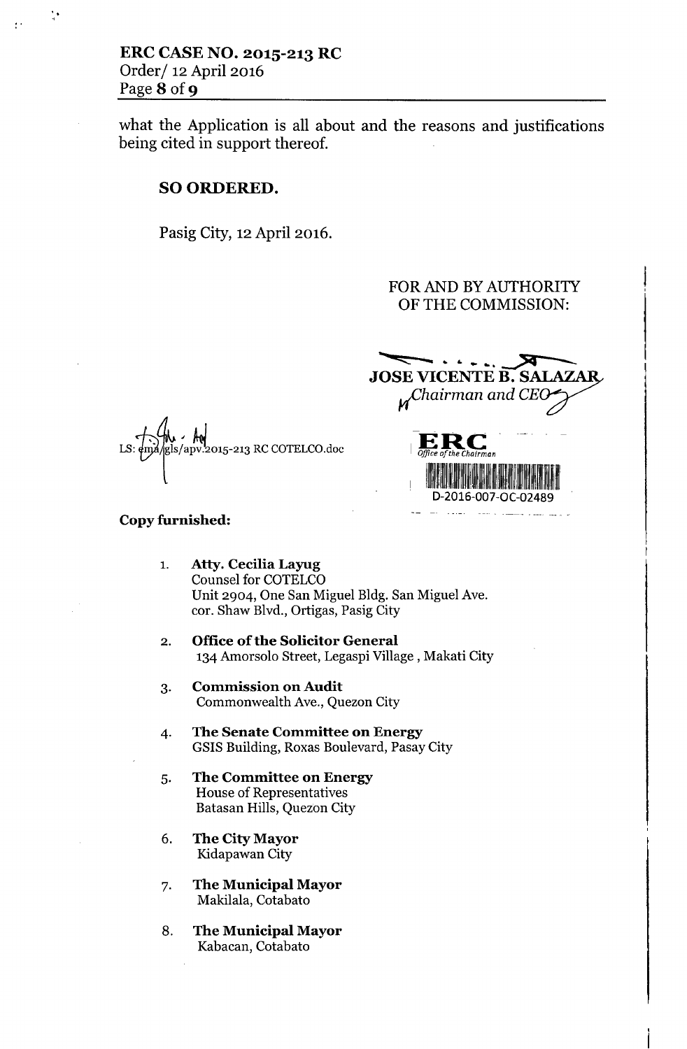what the Application is all about and the reasons and justifications being cited in support thereof.

**SO ORDERED.**

Pasig City, 12 April 2016.

FOR AND BY AUTHORITY
OF THE COMMISSION:

**JOSE VICENTE B. SALAZAR**
*Chairman and CEO*

LS: ema/gls/apv.2015-213 RC COTELCO.doc

ERC
Office of the Chairman
D-2016-007-OC-02489

**Copy furnished:**

1. **Atty. Cecilia Layug**
   Counsel for COTELCO
   Unit 2904, One San Miguel Bldg. San Miguel Ave.
   cor. Shaw Blvd., Ortigas, Pasig City

2. **Office of the Solicitor General**
   134 Amorsolo Street, Legaspi Village, Makati City

3. **Commission on Audit**
   Commonwealth Ave., Quezon City

4. **The Senate Committee on Energy**
   GSIS Building, Roxas Boulevard, Pasay City

5. **The Committee on Energy**
   House of Representatives
   Batasan Hills, Quezon City

6. **The City Mayor**
   Kidapawan City

7. **The Municipal Mayor**
   Makilala, Cotabato

8. **The Municipal Mayor**
   Kabacan, Cotabato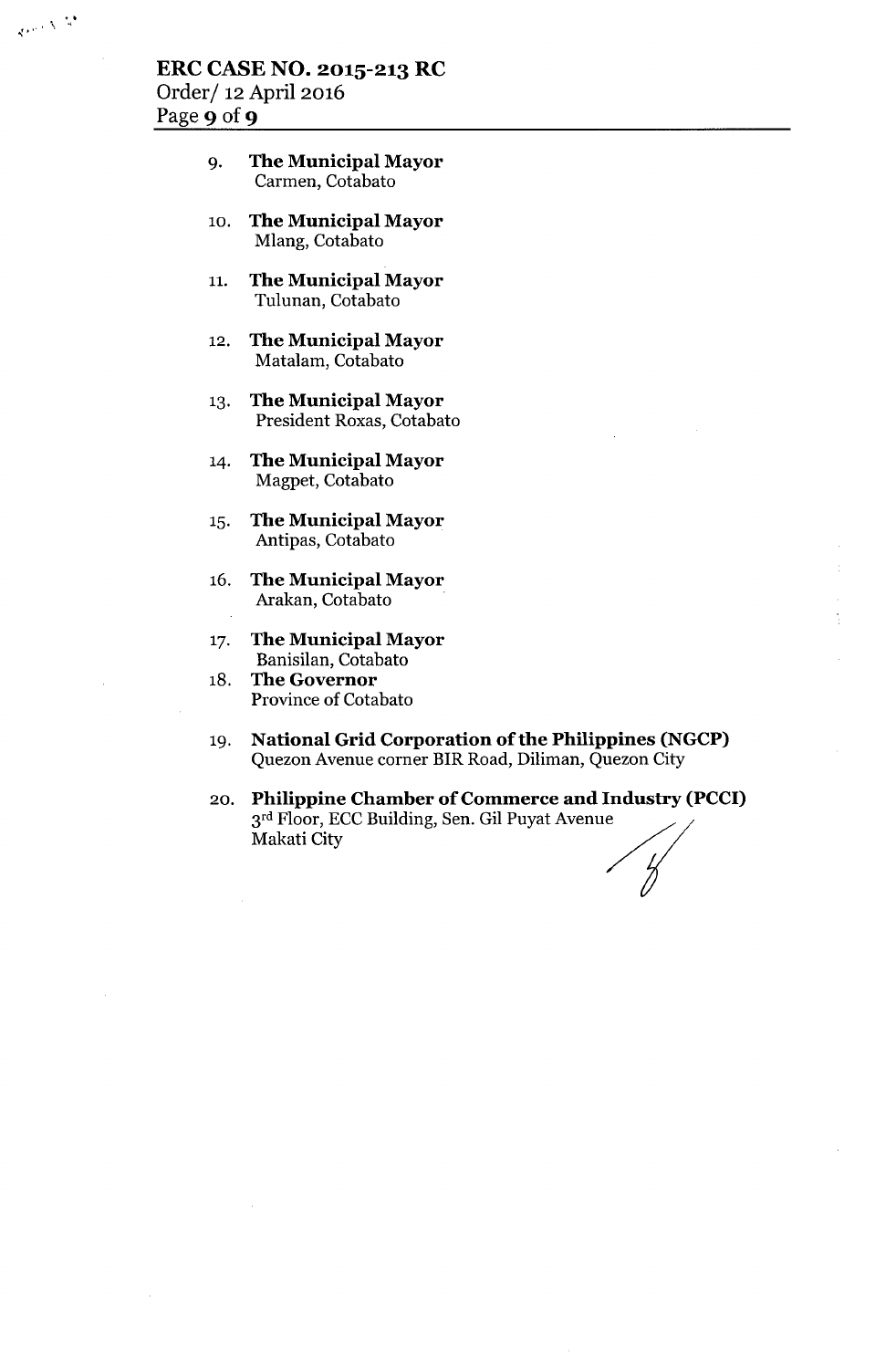9. **The Municipal Mayor**
   Carmen, Cotabato

10. **The Municipal Mayor**
    Mlang, Cotabato

11. **The Municipal Mayor**
    Tulunan, Cotabato

12. **The Municipal Mayor**
    Matalam, Cotabato

13. **The Municipal Mayor**
    President Roxas, Cotabato

14. **The Municipal Mayor**
    Magpet, Cotabato

15. **The Municipal Mayor**
    Antipas, Cotabato

16. **The Municipal Mayor**
    Arakan, Cotabato

17. **The Municipal Mayor**
    Banisilan, Cotabato

18. **The Governor**
    Province of Cotabato

19. **National Grid Corporation of the Philippines (NGCP)**
    Quezon Avenue corner BIR Road, Diliman, Quezon City

20. **Philippine Chamber of Commerce and Industry (PCCI)**
    3rd Floor, ECC Building, Sen. Gil Puyat Avenue
    Makati City